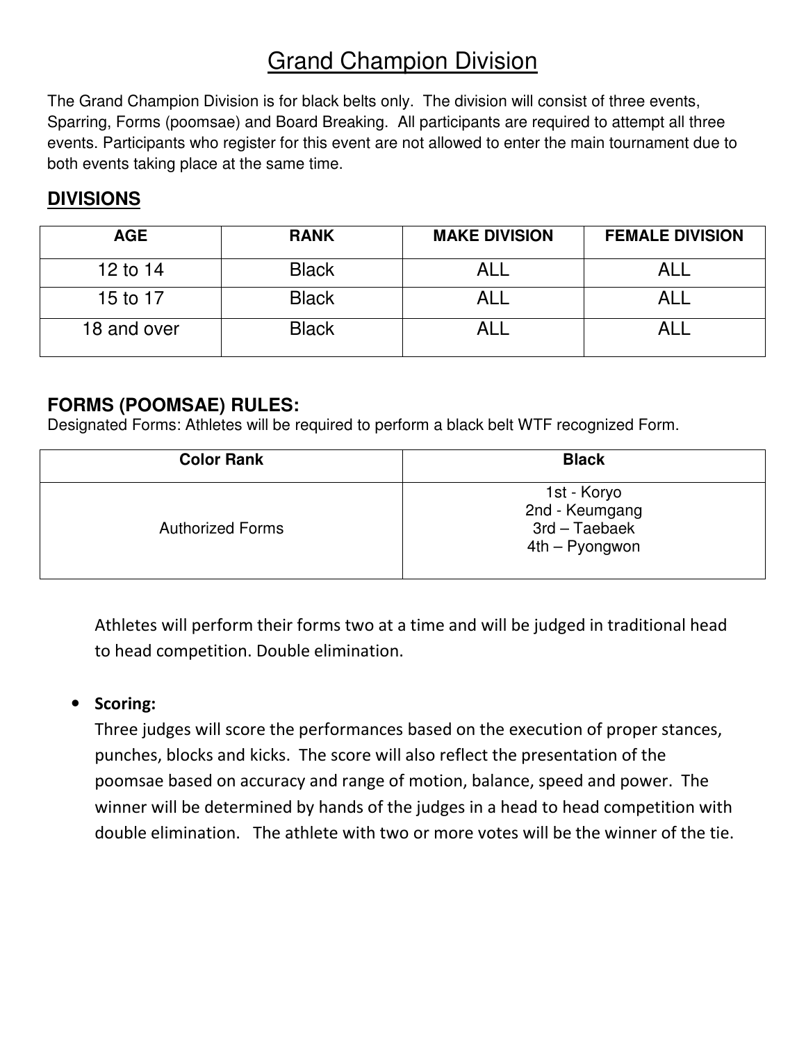# Grand Champion Division

The Grand Champion Division is for black belts only. The division will consist of three events, Sparring, Forms (poomsae) and Board Breaking. All participants are required to attempt all three events. Participants who register for this event are not allowed to enter the main tournament due to both events taking place at the same time.

## DIVISIONS

| AGE | RANK | MAKE DIVISION | FEMALE DIVISION |
|---|---|---|---|
| 12 to 14 | Black | ALL | ALL |
| 15 to 17 | Black | ALL | ALL |
| 18 and over | Black | ALL | ALL |

## FORMS (POOMSAE) RULES:

Designated Forms: Athletes will be required to perform a black belt WTF recognized Form.

| Color Rank | Black |
|---|---|
| Authorized Forms | 1st - Koryo<br>2nd - Keumgang<br>3rd – Taebaek<br>4th – Pyongwon |

Athletes will perform their forms two at a time and will be judged in traditional head to head competition. Double elimination.

- **Scoring:**
  Three judges will score the performances based on the execution of proper stances, punches, blocks and kicks. The score will also reflect the presentation of the poomsae based on accuracy and range of motion, balance, speed and power. The winner will be determined by hands of the judges in a head to head competition with double elimination. The athlete with two or more votes will be the winner of the tie.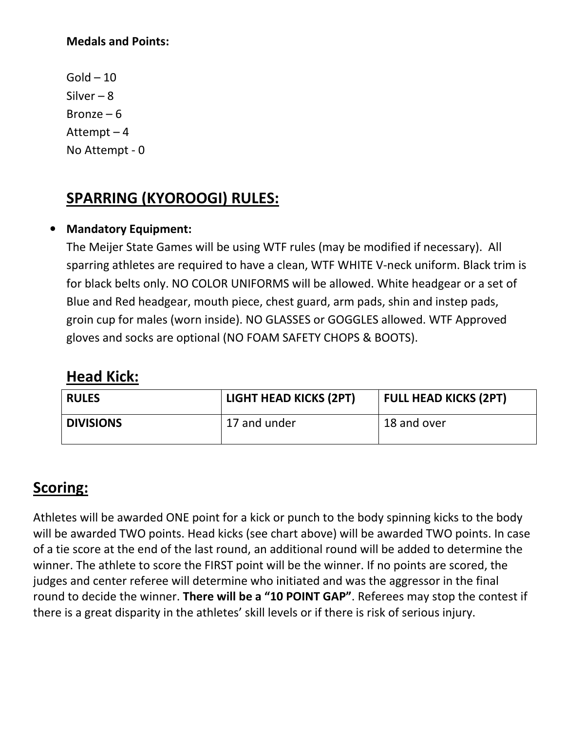**Medals and Points:**

Gold – 10
Silver – 8
Bronze – 6
Attempt – 4
No Attempt - 0

## SPARRING (KYOROOGI) RULES:

- **Mandatory Equipment:**
  The Meijer State Games will be using WTF rules (may be modified if necessary). All sparring athletes are required to have a clean, WTF WHITE V-neck uniform. Black trim is for black belts only. NO COLOR UNIFORMS will be allowed. White headgear or a set of Blue and Red headgear, mouth piece, chest guard, arm pads, shin and instep pads, groin cup for males (worn inside). NO GLASSES or GOGGLES allowed. WTF Approved gloves and socks are optional (NO FOAM SAFETY CHOPS & BOOTS).

## Head Kick:

| RULES | LIGHT HEAD KICKS (2PT) | FULL HEAD KICKS (2PT) |
|---|---|---|
| DIVISIONS | 17 and under | 18 and over |

## Scoring:

Athletes will be awarded ONE point for a kick or punch to the body spinning kicks to the body will be awarded TWO points. Head kicks (see chart above) will be awarded TWO points. In case of a tie score at the end of the last round, an additional round will be added to determine the winner. The athlete to score the FIRST point will be the winner. If no points are scored, the judges and center referee will determine who initiated and was the aggressor in the final round to decide the winner. **There will be a "10 POINT GAP"**. Referees may stop the contest if there is a great disparity in the athletes' skill levels or if there is risk of serious injury.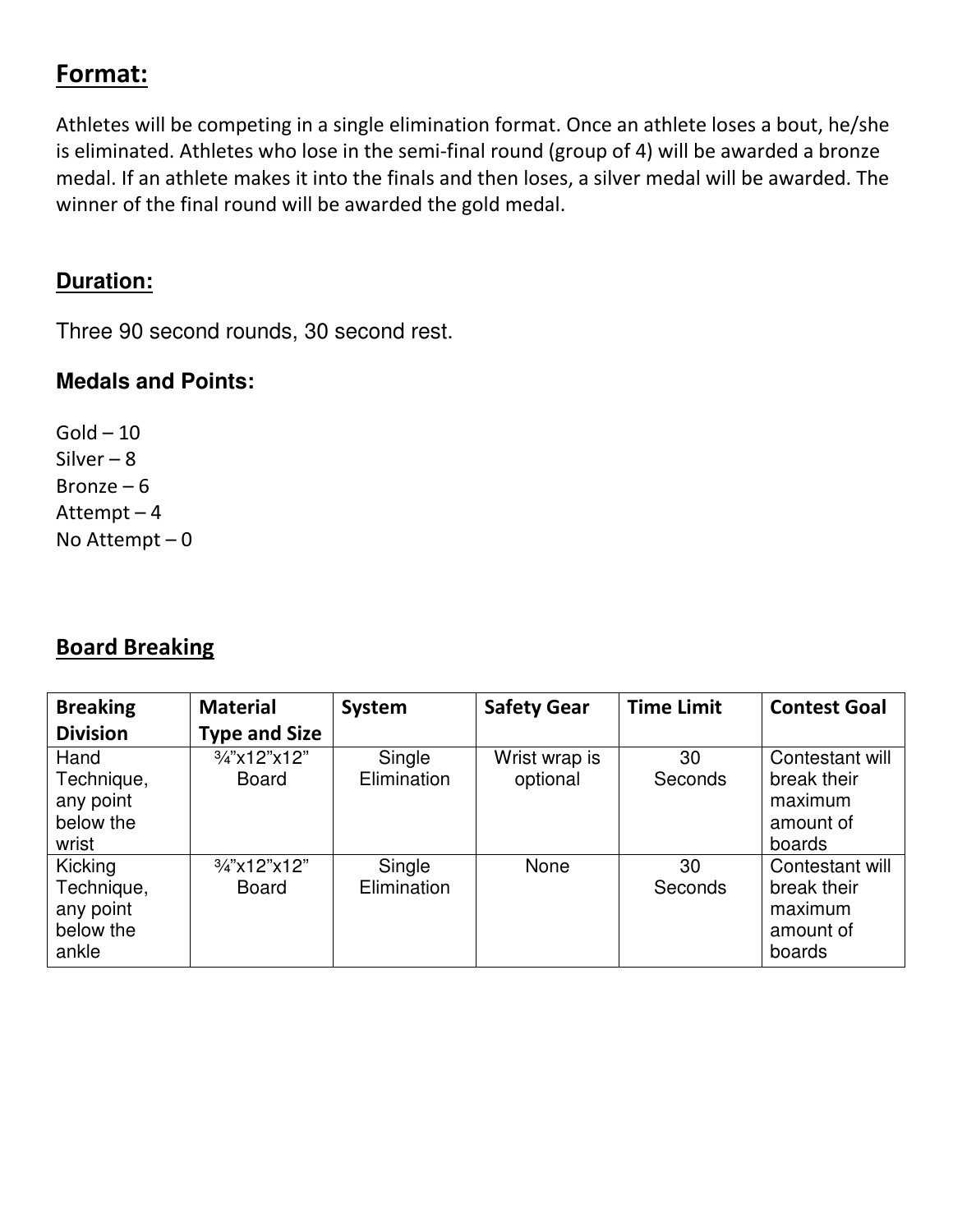## Format:

Athletes will be competing in a single elimination format. Once an athlete loses a bout, he/she is eliminated. Athletes who lose in the semi-final round (group of 4) will be awarded a bronze medal. If an athlete makes it into the finals and then loses, a silver medal will be awarded. The winner of the final round will be awarded the gold medal.

## Duration:

Three 90 second rounds, 30 second rest.

### Medals and Points:

Gold – 10
Silver – 8
Bronze – 6
Attempt – 4
No Attempt – 0

## Board Breaking

| Breaking Division | Material Type and Size | System | Safety Gear | Time Limit | Contest Goal |
|---|---|---|---|---|---|
| Hand Technique, any point below the wrist | ¾"x12"x12" Board | Single Elimination | Wrist wrap is optional | 30 Seconds | Contestant will break their maximum amount of boards |
| Kicking Technique, any point below the ankle | ¾"x12"x12" Board | Single Elimination | None | 30 Seconds | Contestant will break their maximum amount of boards |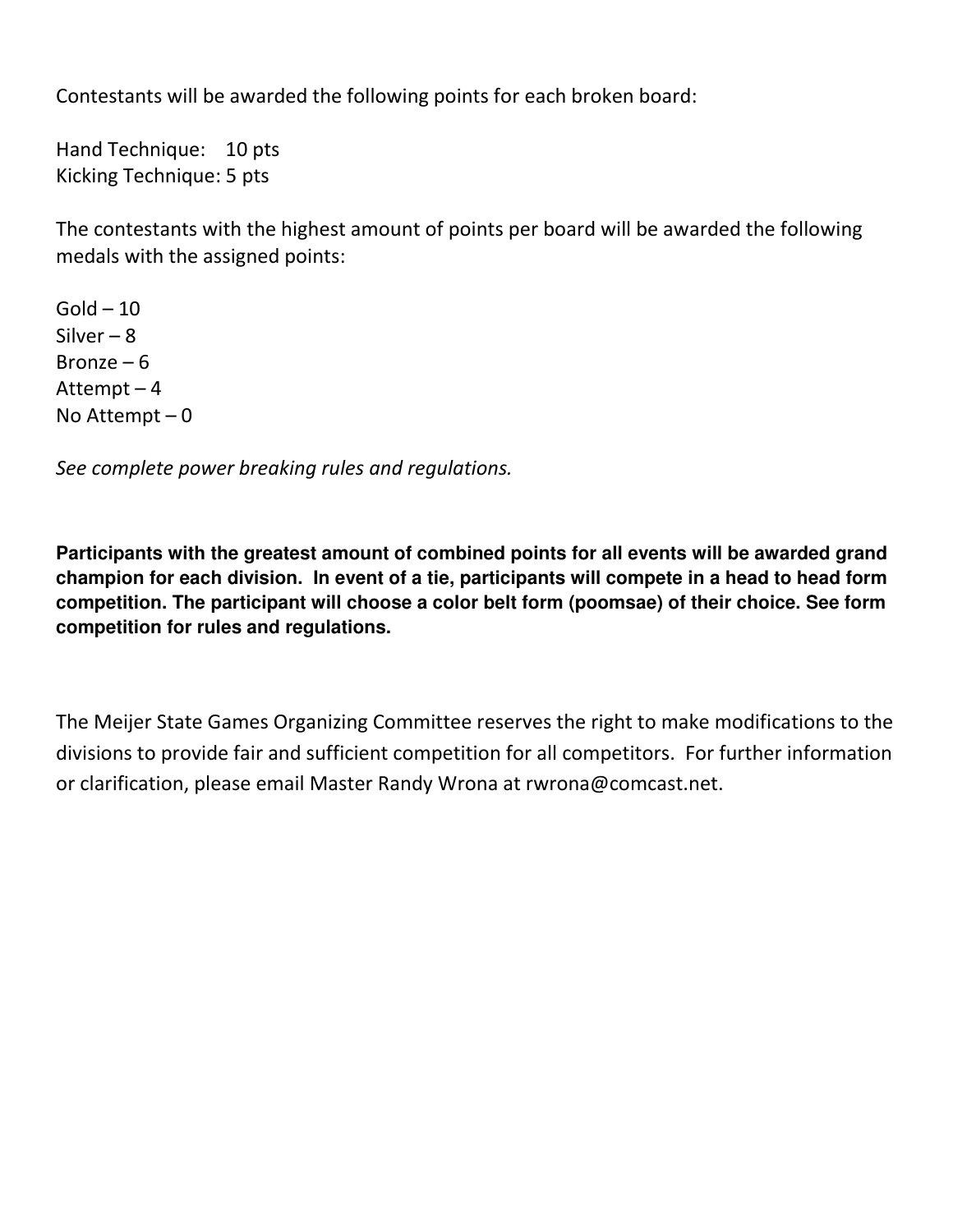Contestants will be awarded the following points for each broken board:

Hand Technique: 10 pts
Kicking Technique: 5 pts

The contestants with the highest amount of points per board will be awarded the following medals with the assigned points:

Gold – 10
Silver – 8
Bronze – 6
Attempt – 4
No Attempt – 0

*See complete power breaking rules and regulations.*

**Participants with the greatest amount of combined points for all events will be awarded grand champion for each division. In event of a tie, participants will compete in a head to head form competition. The participant will choose a color belt form (poomsae) of their choice. See form competition for rules and regulations.**

The Meijer State Games Organizing Committee reserves the right to make modifications to the divisions to provide fair and sufficient competition for all competitors. For further information or clarification, please email Master Randy Wrona at rwrona@comcast.net.